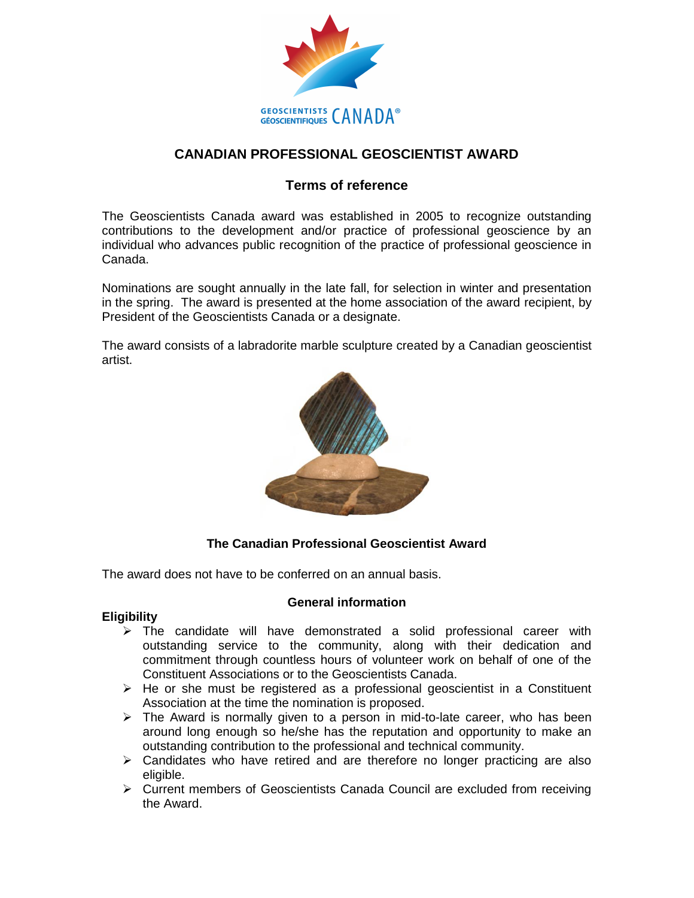GEOSCIENTISTS GÉOSCIENTIFIQUES CANADA®

# CANADIAN PROFESSIONAL GEOSCIENTIST AWARD

## Terms of reference

The Geoscientists Canada award was established in 2005 to recognize outstanding contributions to the development and/or practice of professional geoscience by an individual who advances public recognition of the practice of professional geoscience in Canada.

Nominations are sought annually in the late fall, for selection in winter and presentation in the spring. The award is presented at the home association of the award recipient, by President of the Geoscientists Canada or a designate.

The award consists of a labradorite marble sculpture created by a Canadian geoscientist artist.

**The Canadian Professional Geoscientist Award**

The award does not have to be conferred on an annual basis.

### General information

**Eligibility**

- The candidate will have demonstrated a solid professional career with outstanding service to the community, along with their dedication and commitment through countless hours of volunteer work on behalf of one of the Constituent Associations or to the Geoscientists Canada.
- He or she must be registered as a professional geoscientist in a Constituent Association at the time the nomination is proposed.
- The Award is normally given to a person in mid-to-late career, who has been around long enough so he/she has the reputation and opportunity to make an outstanding contribution to the professional and technical community.
- Candidates who have retired and are therefore no longer practicing are also eligible.
- Current members of Geoscientists Canada Council are excluded from receiving the Award.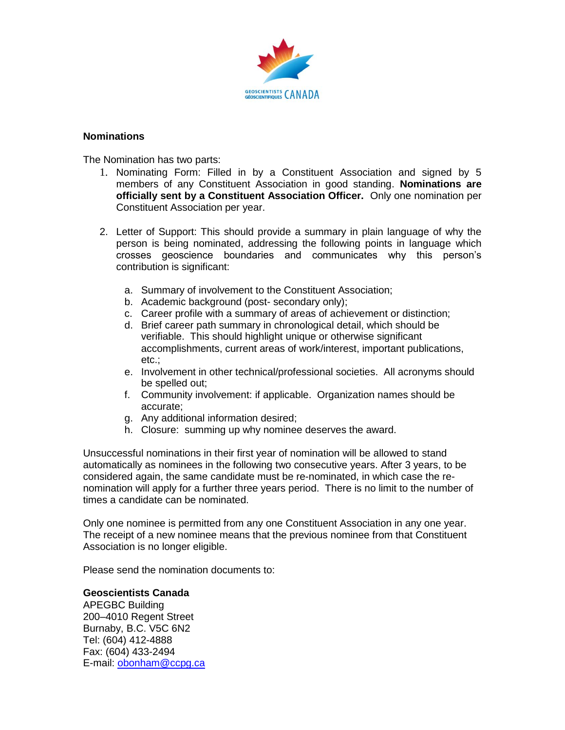**Nominations**

The Nomination has two parts:

1. Nominating Form: Filled in by a Constituent Association and signed by 5 members of any Constituent Association in good standing. **Nominations are officially sent by a Constituent Association Officer.** Only one nomination per Constituent Association per year.

2. Letter of Support: This should provide a summary in plain language of why the person is being nominated, addressing the following points in language which crosses geoscience boundaries and communicates why this person's contribution is significant:

   a. Summary of involvement to the Constituent Association;
   b. Academic background (post- secondary only);
   c. Career profile with a summary of areas of achievement or distinction;
   d. Brief career path summary in chronological detail, which should be verifiable. This should highlight unique or otherwise significant accomplishments, current areas of work/interest, important publications, etc.;
   e. Involvement in other technical/professional societies. All acronyms should be spelled out;
   f. Community involvement: if applicable. Organization names should be accurate;
   g. Any additional information desired;
   h. Closure: summing up why nominee deserves the award.

Unsuccessful nominations in their first year of nomination will be allowed to stand automatically as nominees in the following two consecutive years. After 3 years, to be considered again, the same candidate must be re-nominated, in which case the re-nomination will apply for a further three years period. There is no limit to the number of times a candidate can be nominated.

Only one nominee is permitted from any one Constituent Association in any one year. The receipt of a new nominee means that the previous nominee from that Constituent Association is no longer eligible.

Please send the nomination documents to:

**Geoscientists Canada**
APEGBC Building
200–4010 Regent Street
Burnaby, B.C. V5C 6N2
Tel: (604) 412-4888
Fax: (604) 433-2494
E-mail: obonham@ccpg.ca